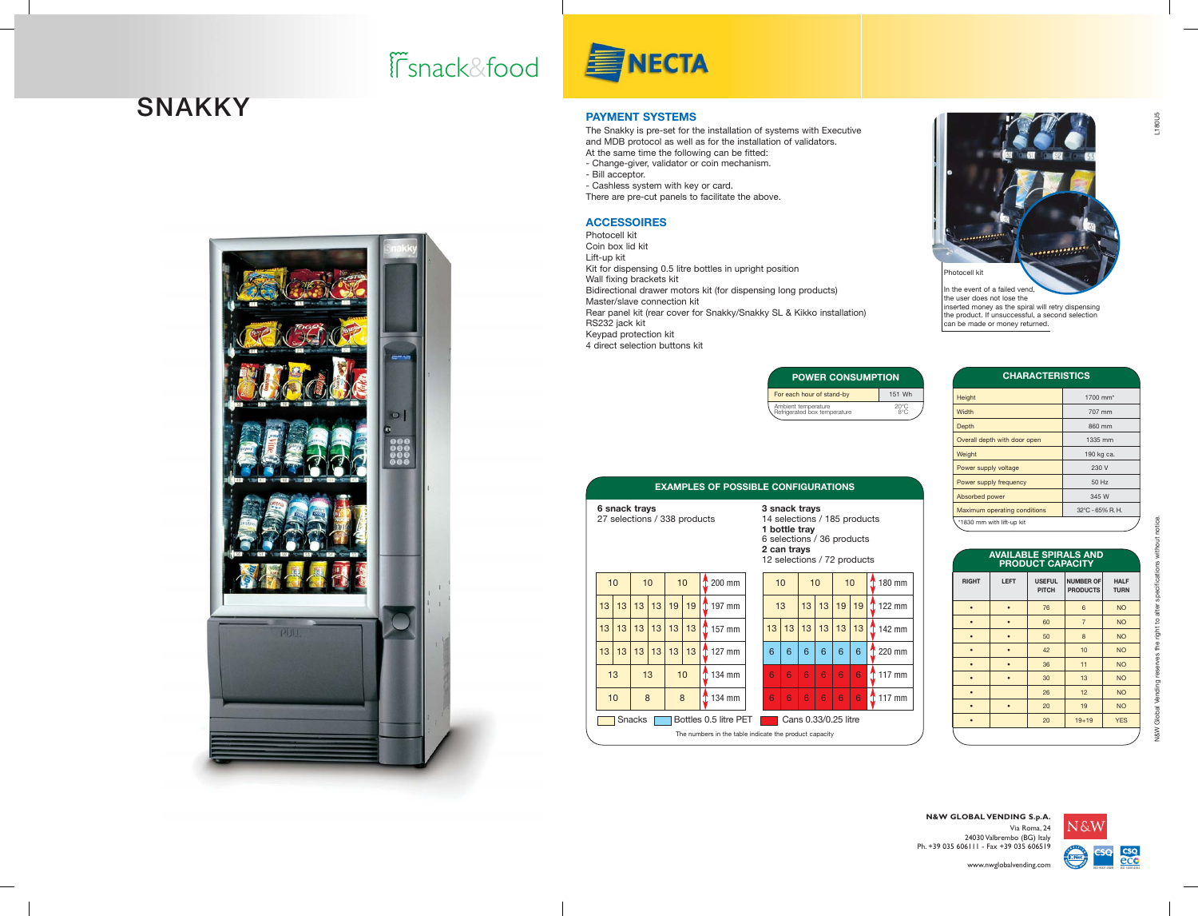snack&food

# SNAKKY

NECTA

## PAYMENT SYSTEMS

The Snakky is pre-set for the installation of systems with Executive and MDB protocol as well as for the installation of validators.
At the same time the following can be fitted:
- Change-giver, validator or coin mechanism.
- Bill acceptor.
- Cashless system with key or card.

There are pre-cut panels to facilitate the above.

## ACCESSOIRES

Photocell kit
Coin box lid kit
Lift-up kit
Kit for dispensing 0.5 litre bottles in upright position
Wall fixing brackets kit
Bidirectional drawer motors kit (for dispensing long products)
Master/slave connection kit
Rear panel kit (rear cover for Snakky/Snakky SL & Kikko installation)
RS232 jack kit
Keypad protection kit
4 direct selection buttons kit

Photocell kit

In the event of a failed vend, the user does not lose the inserted money as the spiral will retry dispensing the product. If unsuccessful, a second selection can be made or money returned.

## POWER CONSUMPTION

| | |
|---|---|
| For each hour of stand-by | 151 Wh |
| Ambient temperature<br>Refrigerated box temperature | 20°C<br>8°C |

## CHARACTERISTICS

| | |
|---|---|
| Height | 1700 mm* |
| Width | 707 mm |
| Depth | 860 mm |
| Overall depth with door open | 1335 mm |
| Weight | 190 kg ca. |
| Power supply voltage | 230 V |
| Power supply frequency | 50 Hz |
| Absorbed power | 345 W |
| Maximum operating conditions | 32°C - 65% R. H. |

*1830 mm with lift-up kit

## EXAMPLES OF POSSIBLE CONFIGURATIONS

**6 snack trays**
27 selections / 338 products

| | | | | | | |
|---|---|---|---|---|---|---|
| 10 | 10 | 10 | | | | 200 mm |
| 13 | 13 | 13 | 13 | 19 | 19 | 197 mm |
| 13 | 13 | 13 | 13 | 13 | 13 | 157 mm |
| 13 | 13 | 13 | 13 | 13 | 13 | 127 mm |
| 13 | 13 | 10 | | | | 134 mm |
| 10 | 8 | 8 | | | | 134 mm |

**3 snack trays**
14 selections / 185 products
**1 bottle tray**
6 selections / 36 products
**2 can trays**
12 selections / 72 products

| | | | | | | |
|---|---|---|---|---|---|---|
| 10 | 10 | 10 | | | | 180 mm |
| 13 | 13 | 13 | 19 | 19 | | 122 mm |
| 13 | 13 | 13 | 13 | 13 | 13 | 142 mm |
| 6 | 6 | 6 | 6 | 6 | 6 | 220 mm |
| 6 | 6 | 6 | 6 | 6 | 6 | 117 mm |
| 6 | 6 | 6 | 6 | 6 | 6 | 117 mm |

Snacks — Bottles 0.5 litre PET — Cans 0.33/0.25 litre

The numbers in the table indicate the product capacity

## AVAILABLE SPIRALS AND PRODUCT CAPACITY

| RIGHT | LEFT | USEFUL PITCH | NUMBER OF PRODUCTS | HALF TURN |
|---|---|---|---|---|
| • | • | 76 | 6 | NO |
| • | • | 60 | 7 | NO |
| • | • | 50 | 8 | NO |
| • | • | 42 | 10 | NO |
| • | • | 36 | 11 | NO |
| • | • | 30 | 13 | NO |
| • | | 26 | 12 | NO |
| • | • | 20 | 19 | NO |
| • | | 20 | 19+19 | YES |

N&W Global Vending reserves the right to alter specifications without notice.

L180U5

**N&W GLOBAL VENDING S.p.A.**
Via Roma, 24
24030 Valbrembo (BG) Italy
Ph. +39 035 606111 - Fax +39 035 606519

www.nwglobalvending.com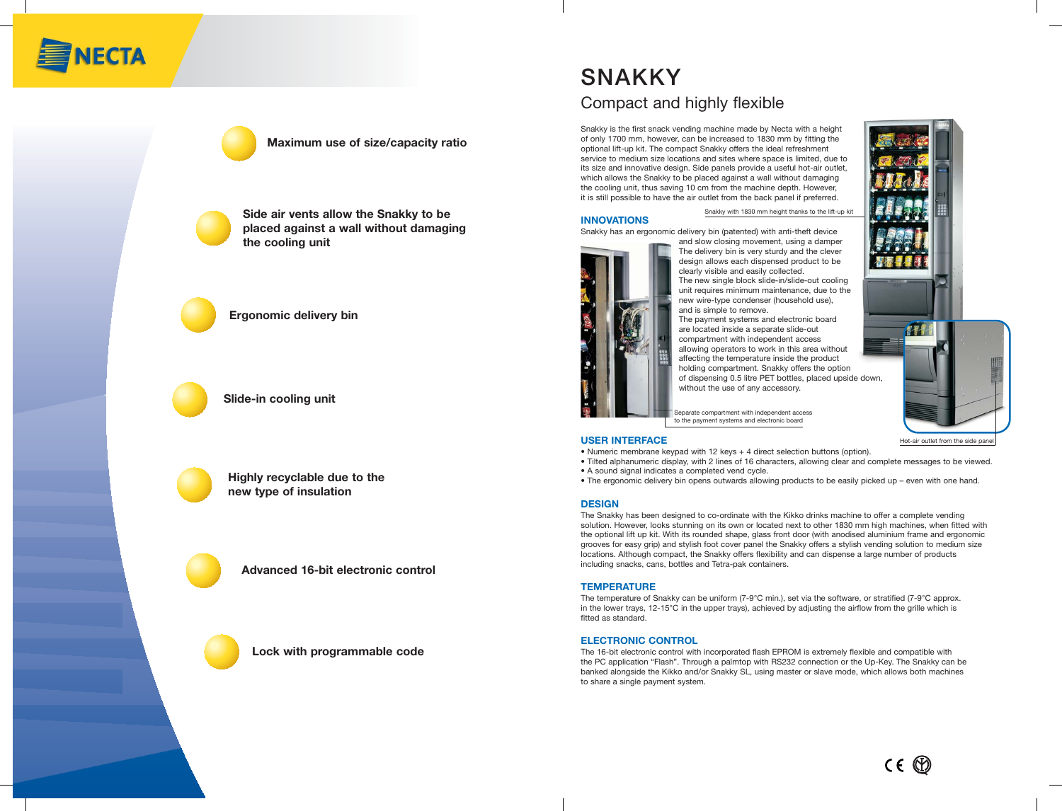NECTA

Maximum use of size/capacity ratio

Side air vents allow the Snakky to be placed against a wall without damaging the cooling unit

Ergonomic delivery bin

Slide-in cooling unit

Highly recyclable due to the new type of insulation

Advanced 16-bit electronic control

Lock with programmable code

# SNAKKY

## Compact and highly flexible

Snakky is the first snack vending machine made by Necta with a height of only 1700 mm, however, can be increased to 1830 mm by fitting the optional lift-up kit. The compact Snakky offers the ideal refreshment service to medium size locations and sites where space is limited, due to its size and innovative design. Side panels provide a useful hot-air outlet, which allows the Snakky to be placed against a wall without damaging the cooling unit, thus saving 10 cm from the machine depth. However, it is still possible to have the air outlet from the back panel if preferred.

Snakky with 1830 mm height thanks to the lift-up kit

### INNOVATIONS

Snakky has an ergonomic delivery bin (patented) with anti-theft device and slow closing movement, using a damper. The delivery bin is very sturdy and the clever design allows each dispensed product to be clearly visible and easily collected.
The new single block slide-in/slide-out cooling unit requires minimum maintenance, due to the new wire-type condenser (household use), and is simple to remove.
The payment systems and electronic board are located inside a separate slide-out compartment with independent access allowing operators to work in this area without affecting the temperature inside the product holding compartment. Snakky offers the option of dispensing 0.5 litre PET bottles, placed upside down, without the use of any accessory.

Separate compartment with independent access to the payment systems and electronic board

Hot-air outlet from the side panel

### USER INTERFACE

- Numeric membrane keypad with 12 keys + 4 direct selection buttons (option).
- Tilted alphanumeric display, with 2 lines of 16 characters, allowing clear and complete messages to be viewed.
- A sound signal indicates a completed vend cycle.
- The ergonomic delivery bin opens outwards allowing products to be easily picked up – even with one hand.

### DESIGN

The Snakky has been designed to co-ordinate with the Kikko drinks machine to offer a complete vending solution. However, looks stunning on its own or located next to other 1830 mm high machines, when fitted with the optional lift up kit. With its rounded shape, glass front door (with anodised aluminium frame and ergonomic grooves for easy grip) and stylish foot cover panel the Snakky offers a stylish vending solution to medium size locations. Although compact, the Snakky offers flexibility and can dispense a large number of products including snacks, cans, bottles and Tetra-pak containers.

### TEMPERATURE

The temperature of Snakky can be uniform (7-9°C min.), set via the software, or stratified (7-9°C approx. in the lower trays, 12-15°C in the upper trays), achieved by adjusting the airflow from the grille which is fitted as standard.

### ELECTRONIC CONTROL

The 16-bit electronic control with incorporated flash EPROM is extremely flexible and compatible with the PC application "Flash". Through a palmtop with RS232 connection or the Up-Key. The Snakky can be banked alongside the Kikko and/or Snakky SL, using master or slave mode, which allows both machines to share a single payment system.

CE